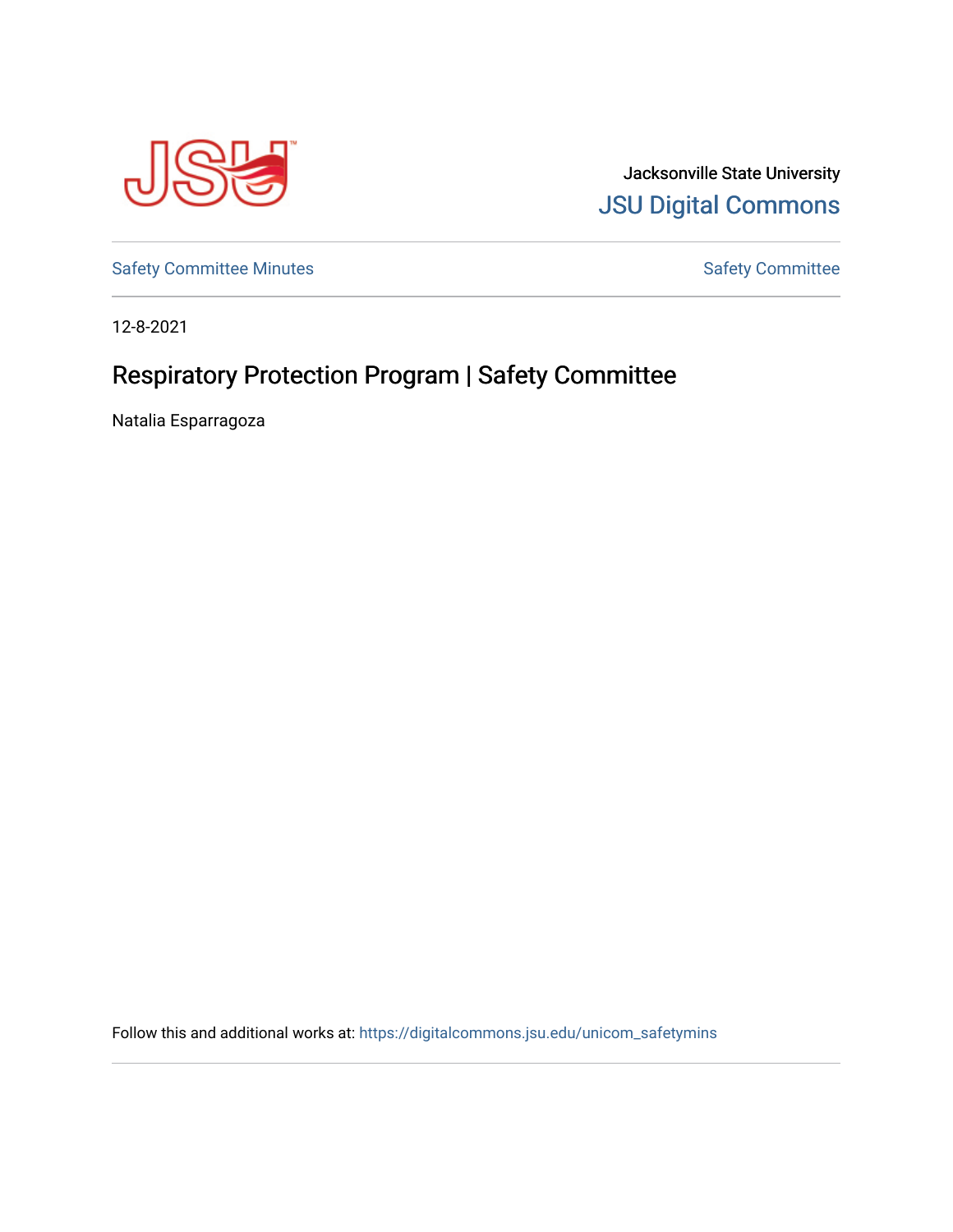Jacksonville State University

JSU Digital Commons

Safety Committee Minutes

Safety Committee

12-8-2021

# Respiratory Protection Program | Safety Committee

Natalia Esparragoza

Follow this and additional works at: https://digitalcommons.jsu.edu/unicom_safetymins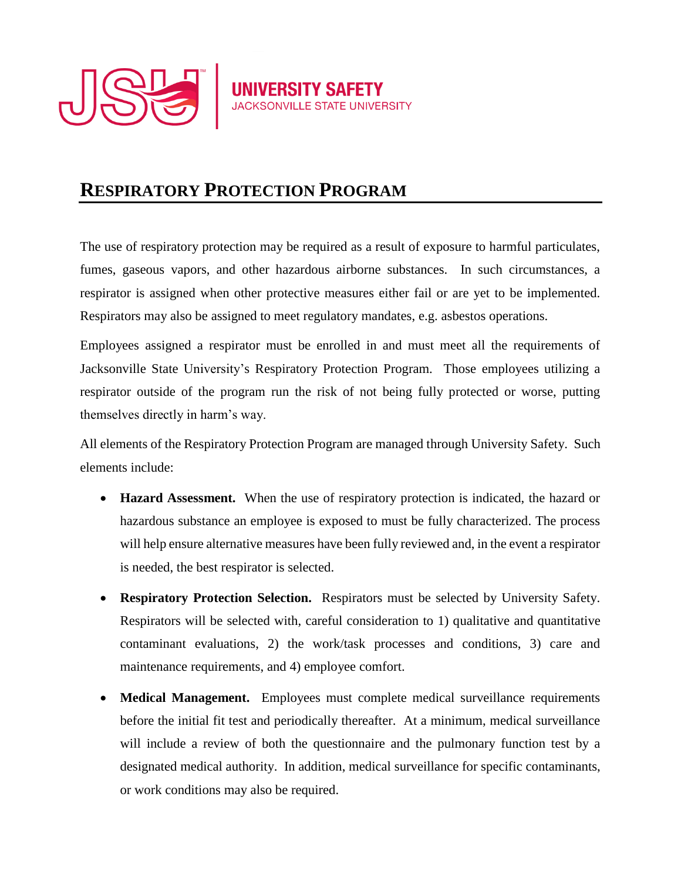# RESPIRATORY PROTECTION PROGRAM

The use of respiratory protection may be required as a result of exposure to harmful particulates, fumes, gaseous vapors, and other hazardous airborne substances. In such circumstances, a respirator is assigned when other protective measures either fail or are yet to be implemented. Respirators may also be assigned to meet regulatory mandates, e.g. asbestos operations.

Employees assigned a respirator must be enrolled in and must meet all the requirements of Jacksonville State University's Respiratory Protection Program. Those employees utilizing a respirator outside of the program run the risk of not being fully protected or worse, putting themselves directly in harm's way.

All elements of the Respiratory Protection Program are managed through University Safety. Such elements include:

- **Hazard Assessment.** When the use of respiratory protection is indicated, the hazard or hazardous substance an employee is exposed to must be fully characterized. The process will help ensure alternative measures have been fully reviewed and, in the event a respirator is needed, the best respirator is selected.
- **Respiratory Protection Selection.** Respirators must be selected by University Safety. Respirators will be selected with, careful consideration to 1) qualitative and quantitative contaminant evaluations, 2) the work/task processes and conditions, 3) care and maintenance requirements, and 4) employee comfort.
- **Medical Management.** Employees must complete medical surveillance requirements before the initial fit test and periodically thereafter. At a minimum, medical surveillance will include a review of both the questionnaire and the pulmonary function test by a designated medical authority. In addition, medical surveillance for specific contaminants, or work conditions may also be required.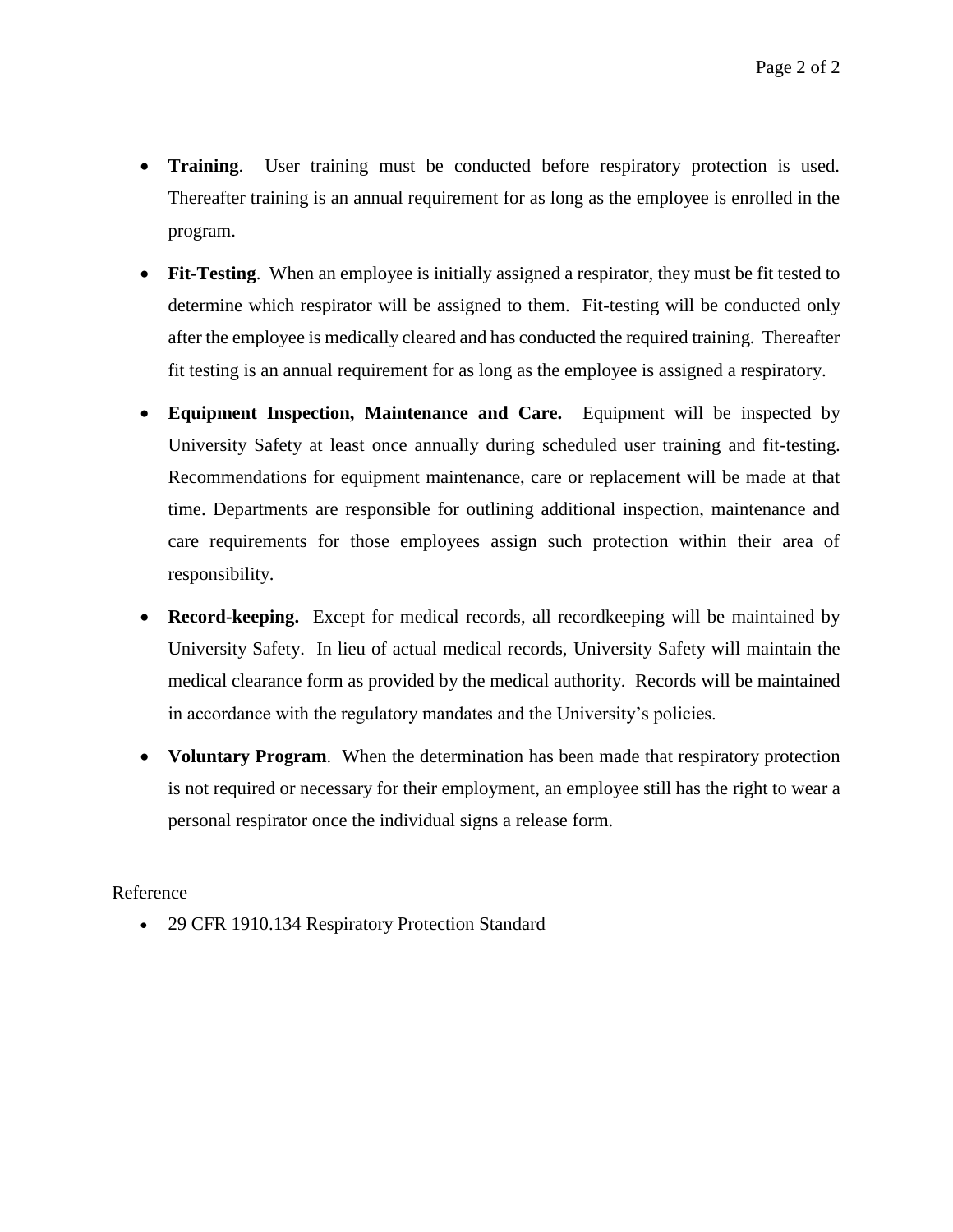- **Training**. User training must be conducted before respiratory protection is used. Thereafter training is an annual requirement for as long as the employee is enrolled in the program.
- **Fit-Testing**. When an employee is initially assigned a respirator, they must be fit tested to determine which respirator will be assigned to them. Fit-testing will be conducted only after the employee is medically cleared and has conducted the required training. Thereafter fit testing is an annual requirement for as long as the employee is assigned a respiratory.
- **Equipment Inspection, Maintenance and Care.** Equipment will be inspected by University Safety at least once annually during scheduled user training and fit-testing. Recommendations for equipment maintenance, care or replacement will be made at that time. Departments are responsible for outlining additional inspection, maintenance and care requirements for those employees assign such protection within their area of responsibility.
- **Record-keeping.** Except for medical records, all recordkeeping will be maintained by University Safety. In lieu of actual medical records, University Safety will maintain the medical clearance form as provided by the medical authority. Records will be maintained in accordance with the regulatory mandates and the University's policies.
- **Voluntary Program**. When the determination has been made that respiratory protection is not required or necessary for their employment, an employee still has the right to wear a personal respirator once the individual signs a release form.

Reference

- 29 CFR 1910.134 Respiratory Protection Standard